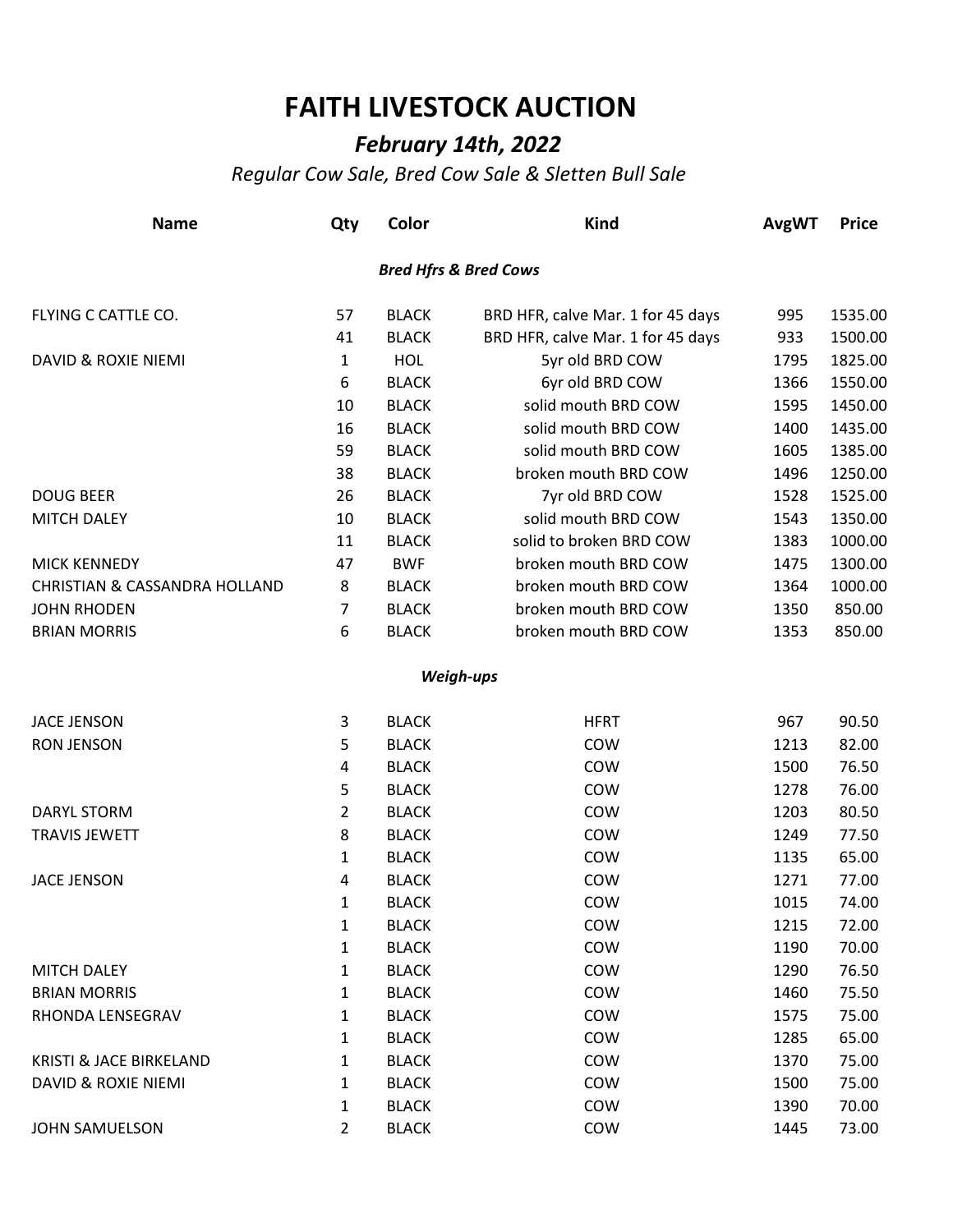# FAITH LIVESTOCK AUCTION

## *February 14th, 2022*

*Regular Cow Sale, Bred Cow Sale & Sletten Bull Sale*

| Name | Qty | Color | Kind | AvgWT | Price |
|---|---|---|---|---|---|
| | | | ***Bred Hfrs & Bred Cows*** | | |
| FLYING C CATTLE CO. | 57 | BLACK | BRD HFR, calve Mar. 1 for 45 days | 995 | 1535.00 |
| | 41 | BLACK | BRD HFR, calve Mar. 1 for 45 days | 933 | 1500.00 |
| DAVID & ROXIE NIEMI | 1 | HOL | 5yr old BRD COW | 1795 | 1825.00 |
| | 6 | BLACK | 6yr old BRD COW | 1366 | 1550.00 |
| | 10 | BLACK | solid mouth BRD COW | 1595 | 1450.00 |
| | 16 | BLACK | solid mouth BRD COW | 1400 | 1435.00 |
| | 59 | BLACK | solid mouth BRD COW | 1605 | 1385.00 |
| | 38 | BLACK | broken mouth BRD COW | 1496 | 1250.00 |
| DOUG BEER | 26 | BLACK | 7yr old BRD COW | 1528 | 1525.00 |
| MITCH DALEY | 10 | BLACK | solid mouth BRD COW | 1543 | 1350.00 |
| | 11 | BLACK | solid to broken BRD COW | 1383 | 1000.00 |
| MICK KENNEDY | 47 | BWF | broken mouth BRD COW | 1475 | 1300.00 |
| CHRISTIAN & CASSANDRA HOLLAND | 8 | BLACK | broken mouth BRD COW | 1364 | 1000.00 |
| JOHN RHODEN | 7 | BLACK | broken mouth BRD COW | 1350 | 850.00 |
| BRIAN MORRIS | 6 | BLACK | broken mouth BRD COW | 1353 | 850.00 |
| | | | ***Weigh-ups*** | | |
| JACE JENSON | 3 | BLACK | HFRT | 967 | 90.50 |
| RON JENSON | 5 | BLACK | COW | 1213 | 82.00 |
| | 4 | BLACK | COW | 1500 | 76.50 |
| | 5 | BLACK | COW | 1278 | 76.00 |
| DARYL STORM | 2 | BLACK | COW | 1203 | 80.50 |
| TRAVIS JEWETT | 8 | BLACK | COW | 1249 | 77.50 |
| | 1 | BLACK | COW | 1135 | 65.00 |
| JACE JENSON | 4 | BLACK | COW | 1271 | 77.00 |
| | 1 | BLACK | COW | 1015 | 74.00 |
| | 1 | BLACK | COW | 1215 | 72.00 |
| | 1 | BLACK | COW | 1190 | 70.00 |
| MITCH DALEY | 1 | BLACK | COW | 1290 | 76.50 |
| BRIAN MORRIS | 1 | BLACK | COW | 1460 | 75.50 |
| RHONDA LENSEGRAV | 1 | BLACK | COW | 1575 | 75.00 |
| | 1 | BLACK | COW | 1285 | 65.00 |
| KRISTI & JACE BIRKELAND | 1 | BLACK | COW | 1370 | 75.00 |
| DAVID & ROXIE NIEMI | 1 | BLACK | COW | 1500 | 75.00 |
| | 1 | BLACK | COW | 1390 | 70.00 |
| JOHN SAMUELSON | 2 | BLACK | COW | 1445 | 73.00 |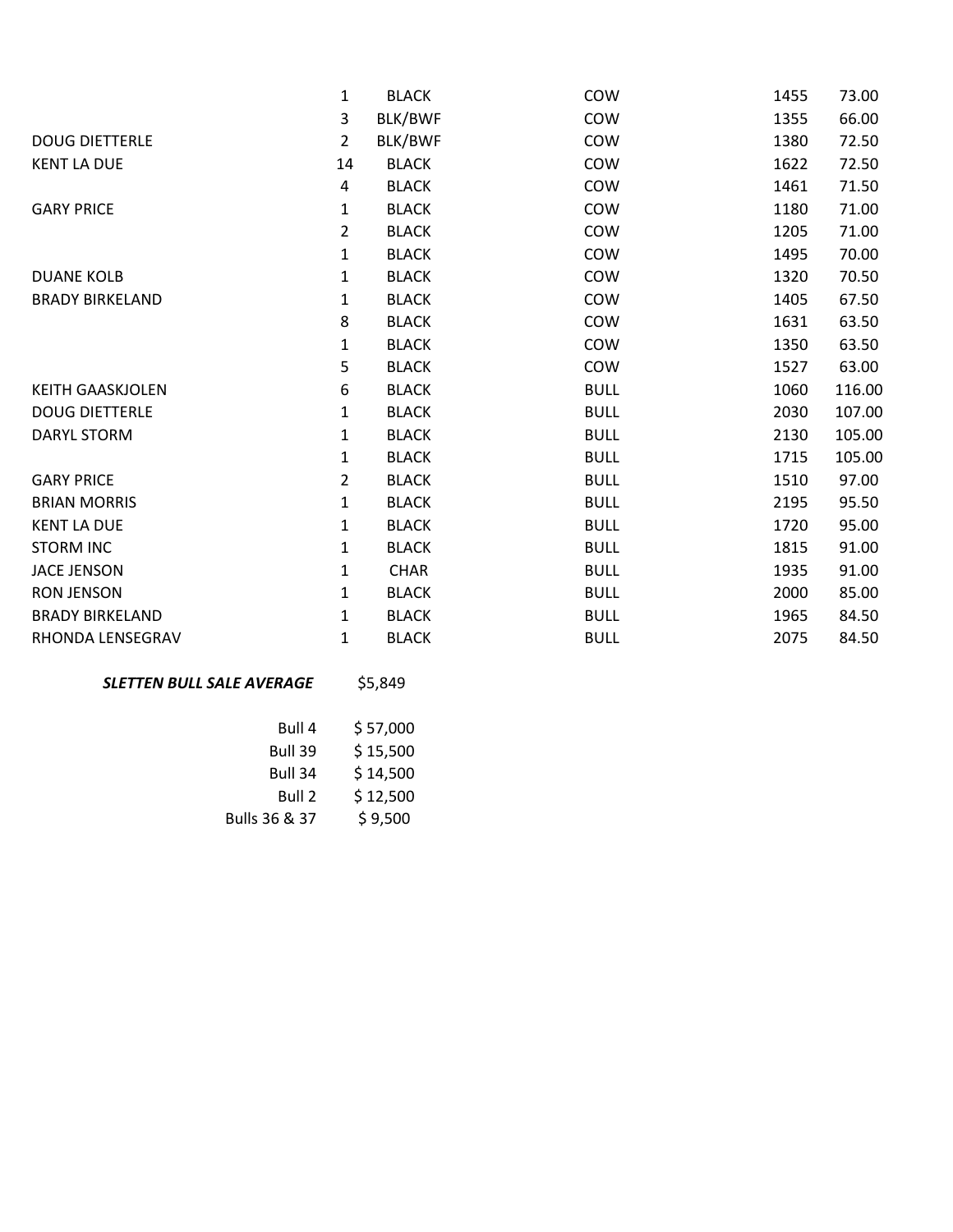| | | | | | |
|---|---|---|---|---|---|
| | 1 | BLACK | COW | 1455 | 73.00 |
| | 3 | BLK/BWF | COW | 1355 | 66.00 |
| DOUG DIETTERLE | 2 | BLK/BWF | COW | 1380 | 72.50 |
| KENT LA DUE | 14 | BLACK | COW | 1622 | 72.50 |
| | 4 | BLACK | COW | 1461 | 71.50 |
| GARY PRICE | 1 | BLACK | COW | 1180 | 71.00 |
| | 2 | BLACK | COW | 1205 | 71.00 |
| | 1 | BLACK | COW | 1495 | 70.00 |
| DUANE KOLB | 1 | BLACK | COW | 1320 | 70.50 |
| BRADY BIRKELAND | 1 | BLACK | COW | 1405 | 67.50 |
| | 8 | BLACK | COW | 1631 | 63.50 |
| | 1 | BLACK | COW | 1350 | 63.50 |
| | 5 | BLACK | COW | 1527 | 63.00 |
| KEITH GAASKJOLEN | 6 | BLACK | BULL | 1060 | 116.00 |
| DOUG DIETTERLE | 1 | BLACK | BULL | 2030 | 107.00 |
| DARYL STORM | 1 | BLACK | BULL | 2130 | 105.00 |
| | 1 | BLACK | BULL | 1715 | 105.00 |
| GARY PRICE | 2 | BLACK | BULL | 1510 | 97.00 |
| BRIAN MORRIS | 1 | BLACK | BULL | 2195 | 95.50 |
| KENT LA DUE | 1 | BLACK | BULL | 1720 | 95.00 |
| STORM INC | 1 | BLACK | BULL | 1815 | 91.00 |
| JACE JENSON | 1 | CHAR | BULL | 1935 | 91.00 |
| RON JENSON | 1 | BLACK | BULL | 2000 | 85.00 |
| BRADY BIRKELAND | 1 | BLACK | BULL | 1965 | 84.50 |
| RHONDA LENSEGRAV | 1 | BLACK | BULL | 2075 | 84.50 |

***SLETTEN BULL SALE AVERAGE*** $5,849

| | |
|---|---|
| Bull 4 | $ 57,000 |
| Bull 39 | $ 15,500 |
| Bull 34 | $ 14,500 |
| Bull 2 | $ 12,500 |
| Bulls 36 & 37 | $ 9,500 |